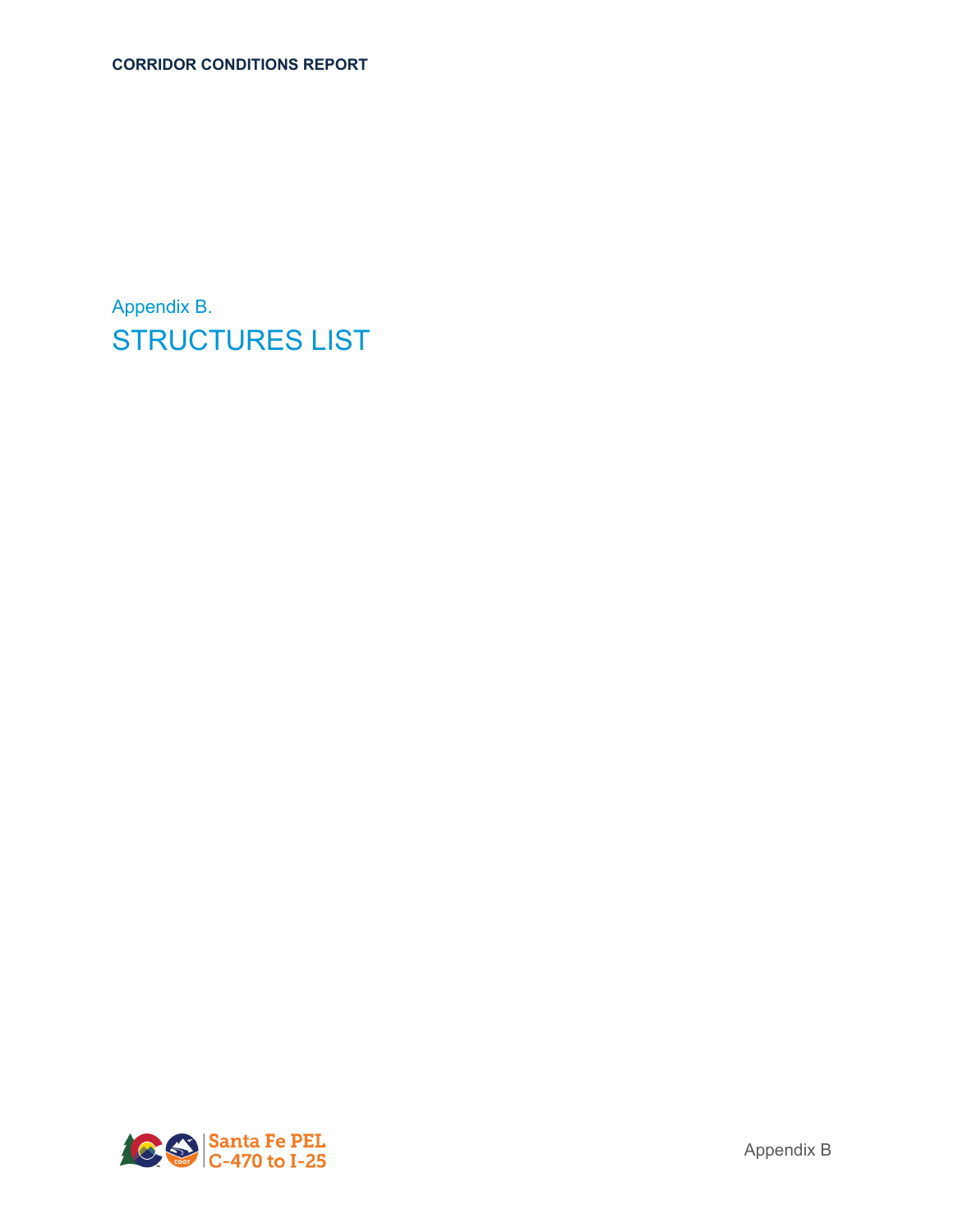# Appendix B.

# STRUCTURES LIST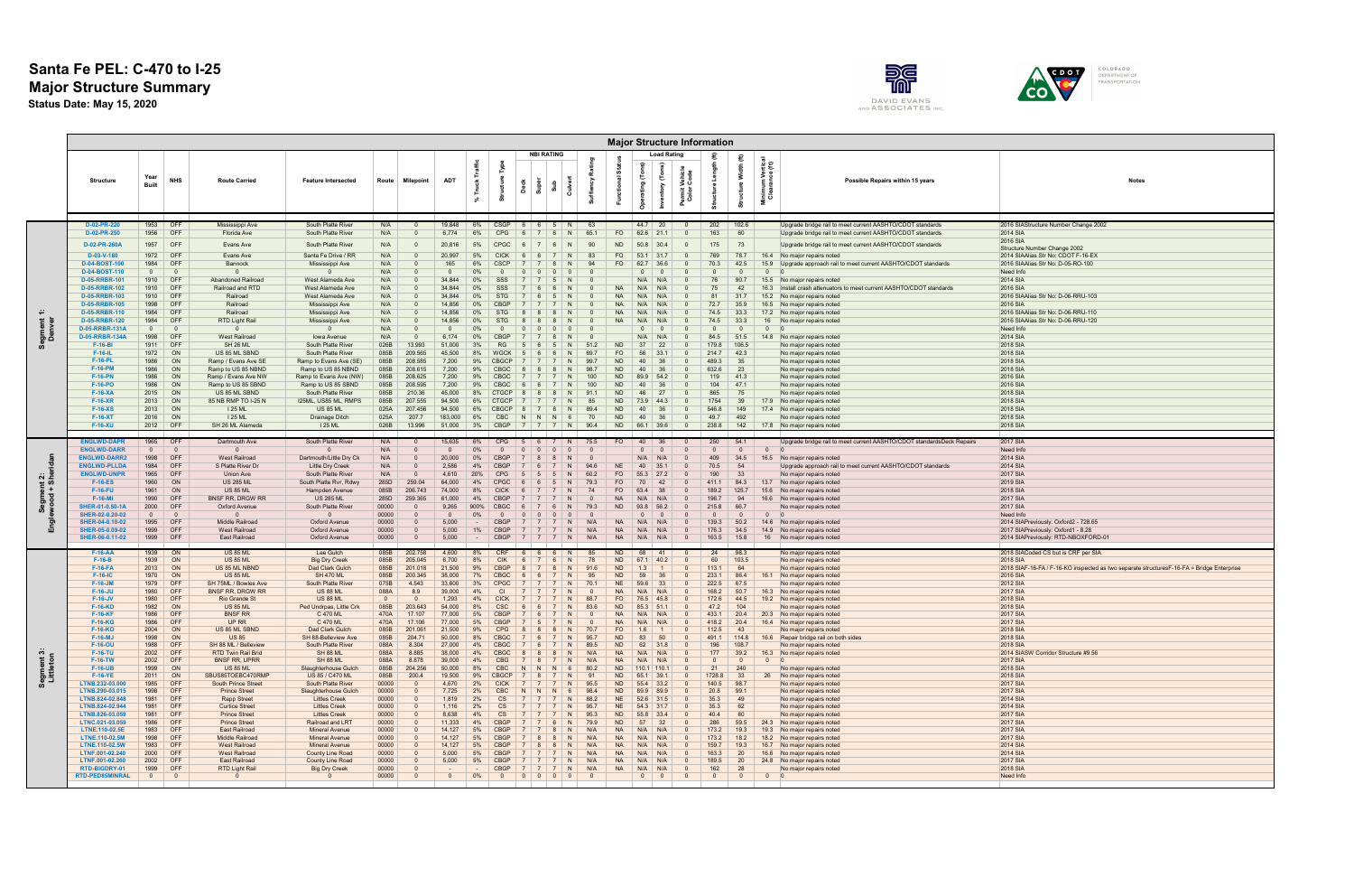# Santa Fe PEL: C-470 to I-25
## Major Structure Summary
**Status Date: May 15, 2020**

| | Major Structure Information | | | | | | | | | | NBI RATING | | | | | | Load Rating | | | | | | | |
|---|---|---|---|---|---|---|---|---|---|---|---|---|---|---|---|---|---|---|---|---|---|---|---|---|
| Segment | Structure | Year Built | NHS | Route Carried | Feature Intersected | Route | Milepost | ADT | % Truck Traffic | Structure Type | Deck | Super | Sub | Culvert | Sufficiency Rating | Functional Status | Operating (Tons) | Inventory (Tons) | Permit Vehicle Color Code | Structure Length (ft) | Structure Width (ft) | Minimum Vertical Clearance (ft) | Possible Repairs within 15 years | Notes |
| Segment 1: Denver | D-02-PR-220 | 1953 | OFF | Mississippi Ave | South Platte River | N/A | 0 | 19,848 | 6% | CSGP | 6 | 6 | 5 | N | 63 | | 44.7 | 20 | 0 | 202 | 102.6 | | Upgrade bridge rail to meet current AASHTO/CDOT standards | 2016 SIAStructure Number Change 2002 |
| | D-02-PR-250 | 1956 | OFF | Florida Ave | South Platte River | N/A | 0 | 6,774 | 6% | CPG | 6 | 7 | 6 | N | 65.1 | FO | 62.6 | 21.1 | 0 | 163 | 60 | | Upgrade bridge rail to meet current AASHTO/CDOT standards | 2014 SIA |
| | D-02-PR-260A | 1957 | OFF | Evans Ave | South Platte River | N/A | 0 | 20,816 | 5% | CPGC | 6 | 7 | 6 | N | 90 | ND | 50.8 | 30.4 | 0 | 175 | 73 | | Upgrade bridge rail to meet current AASHTO/CDOT standards | 2016 SIA Structure Number Change 2002 |
| | D-03-V-180 | 1972 | OFF | Evans Ave | Santa Fe Drive / RR | N/A | 0 | 20,997 | 5% | CICK | 6 | 6 | 7 | N | 83 | FO | 53.1 | 31.7 | 0 | 769 | 78.7 | 16.4 | No major repairs noted | 2014 SIAAlias Str No: CDOT F-16-EX |
| | D-04-BOST-100 | 1984 | OFF | Bannock | Mississippi Ave | N/A | 0 | 165 | 6% | CSCP | 7 | 7 | 8 | N | 94 | FO | 62.7 | 36.6 | 0 | 70.3 | 42.5 | 15.9 | Upgrade approach rail to meet current AASHTO/CDOT standards | 2016 SIAAlias Str No: D-05-RO-100 |
| | D-04-BOST-110 | 0 | 0 | 0 | 0 | N/A | 0 | 0 | 0% | 0 | 0 | 0 | 0 | 0 | 0 | | 0 | 0 | 0 | 0 | 0 | 0 | 0 | Need Info |
| | D-05-RRBR-101 | 1910 | OFF | Abandoned Railroad | West Alameda Ave | N/A | 0 | 34,844 | 0% | SSS | 7 | 7 | 5 | N | 0 | | N/A | N/A | 0 | 76 | 90.7 | 15.5 | No major repairs noted | 2014 SIA |
| | D-05-RRBR-102 | 1910 | OFF | Railroad and RTD | West Alameda Ave | N/A | 0 | 34,844 | 0% | SSS | 7 | 6 | 6 | N | 0 | NA | N/A | N/A | 0 | 75 | 42 | 16.3 | Install crash attenuators to meet current AASHTO/CDOT standards | 2016 SIA |
| | D-05-RRBR-103 | 1910 | OFF | Railroad | West Alameda Ave | N/A | 0 | 34,844 | 0% | STG | 7 | 6 | 5 | N | 0 | NA | N/A | N/A | 0 | 81 | 31.7 | 15.2 | No major repairs noted | 2016 SIAAlias Str No: D-06-RRU-103 |
| | D-05-RRBR-105 | 1998 | OFF | Railroad | Mississippi Ave | N/A | 0 | 14,856 | 0% | CBGP | 7 | 7 | 7 | N | 0 | NA | N/A | N/A | 0 | 72.7 | 35.9 | 15.6 | No major repairs noted | 2016 SIA |
| | D-05-RRBR-110 | 1984 | OFF | Railroad | Mississippi Ave | N/A | 0 | 14,856 | 0% | STG | 8 | 8 | 8 | N | 0 | NA | N/A | N/A | 0 | 74.5 | 33.3 | 17.2 | No major repairs noted | 2016 SIAAlias Str No: D-06-RRU-110 |
| | D-05-RRBR-120 | 1984 | OFF | RTD Light Rail | Mississippi Ave | N/A | 0 | 14,856 | 0% | STG | 8 | 8 | 8 | N | 0 | NA | N/A | N/A | 0 | 74.5 | 33.3 | 16 | No major repairs noted | 2016 SIAAlias Str No: D-06-RRU-120 |
| | D-05-RRBR-131A | 0 | 0 | | | N/A | 0 | | 0% | 0 | 0 | 0 | 0 | 0 | 0 | | 0 | 0 | 0 | 0 | 0 | 0 | 0 | Need Info |
| | D-05-RRBR-134A | 1998 | OFF | West Railroad | Iowa Avenue | N/A | 0 | 6,174 | 0% | CBGP | 7 | 7 | 8 | N | 0 | | N/A | N/A | 0 | 84.5 | 51.5 | 14.8 | No major repairs noted | 2014 SIA |
| | F-16-BI | 1911 | OFF | SH 26 ML | South Platte River | 026B | 13.993 | 51,000 | 3% | RG | 5 | 6 | 5 | N | 51.2 | ND | 37 | 22 | 0 | 179.8 | 106.5 | | No major repairs noted | 2018 SIA |
| | F-16-L | 1972 | ON | US 85 ML SBND | South Platte River | 085B | 209.565 | 45,500 | 8% | WGCK | 5 | 6 | 6 | N | 69.7 | FO | 56 | 33.1 | 0 | 214.7 | 42.3 | | No major repairs noted | 2018 SIA |
| | F-16-PL | 1986 | ON | Ramp / Evans Ave SE | Ramp to Evans Ave (SE) | 085B | 208.585 | 7,200 | 9% | CBGCP | 7 | 7 | 7 | N | 99.7 | ND | 40 | 36 | 0 | 489.3 | 35 | | No major repairs noted | 2018 SIA |
| | F-16-PM | 1986 | ON | Ramp to US 85 NBND | Ramp to US 85 NBND | 085B | 208.615 | 7,200 | 9% | CBGC | 8 | 8 | 8 | N | 98.7 | ND | 40 | 36 | 0 | 632.6 | 23 | | No major repairs noted | 2018 SIA |
| | F-16-PN | 1986 | ON | Ramp / Evans Ave NW | Ramp to Evans Ave (NW) | 085B | 208.625 | 7,200 | 9% | CBGC | 7 | 7 | 7 | N | 100 | ND | 89.9 | 54.2 | 0 | 119 | 41.3 | | No major repairs noted | 2016 SIA |
| | F-16-PO | 1986 | ON | Ramp to US 85 SBND | Ramp to US 85 SBND | 085B | 208.595 | 7,200 | 9% | CBGC | 6 | 6 | 7 | N | 100 | ND | 40 | 36 | 0 | 104 | 47.1 | | No major repairs noted | 2016 SIA |
| | F-16-XA | 2015 | ON | US 85 ML SBND | South Platte River | 085B | 210.36 | 45,000 | 8% | CTGCP | 8 | 8 | 8 | N | 91.1 | ND | 46 | 27 | 0 | 865 | 75 | | No major repairs noted | 2018 SIA |
| | F-16-XR | 2013 | ON | 85 NB RMP TO I-25 N | I25ML, US85 ML, RMPS | 085B | 207.555 | 94,500 | 6% | CTGCP | 7 | 7 | 7 | N | 85 | ND | 73.9 | 44.3 | 0 | 1754 | 39 | 17.9 | No major repairs noted | 2018 SIA |
| | F-16-XS | 2013 | ON | I 25 ML | US 85 ML | 025A | 207.456 | 94,500 | 6% | CBGCP | 8 | 7 | 8 | N | 89.4 | ND | 40 | 36 | 0 | 546.8 | 149 | 17.4 | No major repairs noted | 2018 SIA |
| | F-16-XT | 2016 | ON | I 25 ML | Drainage Ditch | 025A | 207.7 | 183,000 | 6% | CBC | N | N | N | 6 | 70 | ND | 40 | 36 | 0 | 49.7 | 492 | | No major repairs noted | 2018 SIA |
| | F-16-XU | 2012 | OFF | SH 26 ML Alameda | I 25 ML | 026B | 13.996 | 51,000 | 3% | CBGP | 7 | 7 | 7 | N | 90.4 | ND | 66.1 | 39.6 | 0 | 238.8 | 142 | 17.8 | No major repairs noted | 2018 SIA |
| Segment 2: Englewood + Sheridan | ENGLWD-DAPR | 1965 | OFF | Dartmouth Ave | South Platte River | N/A | 0 | 15,635 | 6% | CPG | 5 | 6 | 7 | N | 75.5 | FO | 40 | 36 | 0 | 250 | 54.1 | | Upgrade bridge rail to meet current AASHTO/CDOT standardsDeck Repairs | 2017 SIA |
| | ENGLWD-DARR | 0 | 0 | 0 | 0 | N/A | 0 | 0 | 0% | 0 | 0 | 0 | 0 | 0 | 0 | | 0 | 0 | 0 | 0 | 0 | 0 | 0 | Need Info |
| | ENGLWD-DARR2 | 1998 | OFF | West Railroad | Dartmouth/Little Dry Ck | N/A | 0 | 20,000 | 0% | CBGP | 7 | 8 | 8 | N | 0 | | N/A | N/A | 0 | 409 | 34.5 | 16.5 | No major repairs noted | 2014 SIA |
| | ENGLWD-PLLDA | 1984 | OFF | S Platte River Dr | Little Dry Creek | N/A | 0 | 2,586 | 4% | CBGP | 7 | 6 | 7 | N | 94.6 | NE | 40 | 35.1 | 0 | 70.5 | 54 | | Upgrade approach rail to meet current AASHTO/CDOT standards | 2014 SIA |
| | ENGLWD-UNPR | 1965 | OFF | Union Ave | South Platte River | N/A | 0 | 4,610 | 20% | CPG | 5 | 5 | 5 | N | 60.2 | FO | 55.3 | 27.2 | 0 | 190 | 33 | | No major repairs noted | 2017 SIA |
| | F-16-ES | 1960 | ON | US 285 ML | South Platte Rvr, Rdwy | 285D | 259.04 | 64,000 | 4% | CPGC | 6 | 6 | 5 | N | 79.3 | FO | 70 | 42 | 0 | 411.1 | 84.3 | 13.7 | No major repairs noted | 2019 SIA |
| | F-16-FU | 1961 | ON | US 85 ML | Hampden Avenue | 085B | 206.743 | 74,000 | 8% | CICK | 6 | 7 | 7 | N | 74 | FO | 63.4 | 38 | 0 | 189.2 | 125.7 | 15.6 | No major repairs noted | 2018 SIA |
| | F-16-MI | 1990 | OFF | BNSF RR, DRGW RR | US 285 ML | 285D | 259.365 | 61,000 | 4% | CBGP | 7 | 7 | 7 | N | 0 | NA | N/A | N/A | 0 | 196.7 | 94 | 16.6 | No major repairs noted | 2017 SIA |
| | SHER-01-0.50-1A | 2000 | OFF | Oxford Avenue | South Platte River | 00000 | 0 | 9,265 | 900% | CBGC | 6 | 7 | 6 | N | 79.3 | ND | 93.8 | 56.2 | 0 | 215.8 | 66.7 | | No major repairs noted | 2017 SIA |
| | SHER-02-0.20-02 | 0 | 0 | 0 | 0 | 00000 | 0 | 0 | 0% | 0 | 0 | 0 | 0 | 0 | 0 | | 0 | 0 | 0 | 0 | 0 | 0 | 0 | Need Info |
| | SHER-04-0.10-02 | 1995 | OFF | Middle Railroad | Oxford Avenue | 00000 | 0 | 5,000 | - | CBGP | 7 | 7 | 7 | N | N/A | NA | N/A | N/A | 0 | 139.3 | 50.2 | 14.6 | No major repairs noted | 2014 SIAPreviously: Oxford2 - 728.65 |
| | SHER-05-0.09-02 | 1999 | OFF | West Railroad | Oxford Avenue | 00000 | 0 | 5,000 | 1% | CBGP | 7 | 7 | 7 | N | N/A | NA | N/A | N/A | 0 | 178.3 | 34.5 | 14.9 | No major repairs noted | 2017 SIAPreviously: Oxford1 - 8.28 |
| | SHER-06-0.11-02 | 1999 | OFF | East Railroad | Oxford Avenue | 00000 | 0 | 5,000 | - | CBGP | 7 | 7 | 7 | N | N/A | NA | N/A | N/A | 0 | 163.5 | 15.8 | 16 | No major repairs noted | 2014 SIAPreviously: RTD-NBOXFORD-01 |
| Segment 3: Littleton | F-16-AA | 1939 | ON | US 85 ML | Lee Gulch | 085B | 202.758 | 4,600 | 8% | CRF | 6 | 6 | 6 | N | 85 | ND | 68 | 41 | 0 | 24 | 98.3 | | No major repairs noted | 2018 SIACoded CS but is CRF per SIA |
| | F-16-B | 1939 | ON | US 85 ML | Big Dry Creek | 085B | 205.045 | 6,700 | 8% | CIK | 6 | 7 | 6 | N | 78 | ND | 67.1 | 40.2 | 0 | 60 | 103.5 | | No major repairs noted | 2018 SIA |
| | F-16-FA | 2013 | ON | US 85 ML NBND | Dad Clark Gulch | 085B | 201.018 | 21,500 | 9% | CBGP | 8 | 7 | 8 | N | 91.6 | ND | 1.3 | 1 | 0 | 113.1 | 64 | | No major repairs noted | 2018 SIAF-16-FA / F-16-KO inspected as two separate structuresF-16-FA = Bridge Enterprise |
| | F-16-IC | 1970 | ON | US 85 ML | SH 470 ML | 085B | 200.345 | 38,000 | 7% | CBGC | 6 | 6 | 7 | N | 95 | ND | 59 | 36 | 0 | 233.1 | 86.4 | 16.1 | No major repairs noted | 2016 SIA |
| | F-16-JM | 1979 | OFF | SH 75ML / Bowles Ave | South Platte River | 075B | 4.543 | 33,600 | 3% | CPGC | 7 | 7 | 7 | N | 70.1 | NE | 59.6 | 33 | 0 | 222.5 | 67.5 | | No major repairs noted | 2012 SIA |
| | F-16-JU | 1980 | OFF | BNSF RR, DRGW RR | SH 88 ML | 088A | 8.9 | 39,000 | 4% | CI | 7 | 7 | 7 | N | 0 | NA | N/A | N/A | 0 | 168.2 | 50.7 | 16.3 | No major repairs noted | 2017 SIA |
| | F-16-JV | 1980 | OFF | Rio Grande St | US 88 ML | 0 | 0 | 1,293 | 4% | CICK | 7 | 7 | 7 | N | 88.7 | FO | 76.5 | 45.8 | 0 | 172.6 | 44.5 | 19.2 | No major repairs noted | 2018 SIA |
| | F-16-KD | 1982 | ON | US 85 ML | Ped Undrpas, Little Crk | 085B | 203.643 | 54,000 | 8% | CSC | 6 | 6 | 7 | N | 83.6 | ND | 85.3 | 51.1 | 0 | 47.2 | 104 | | No major repairs noted | 2018 SIA |
| | F-16-KF | 1986 | OFF | BNSF RR | C 470 ML | 470A | 17.107 | 77,000 | 5% | CBGP | 7 | 6 | 7 | N | 0 | NA | N/A | N/A | 0 | 433.1 | 20.4 | 20.3 | No major repairs noted | 2017 SIA |
| | F-16-KG | 1986 | OFF | UP RR | C 470 ML | 470A | 17.106 | 77,000 | 5% | CBGP | 7 | 5 | 7 | N | 0 | NA | N/A | N/A | 0 | 418.2 | 20.4 | 16.4 | No major repairs noted | 2017 SIA |
| | F-16-KO | 2004 | ON | US 85 ML SBND | Dad Clark Gulch | 085B | 201.061 | 21,500 | 9% | CPG | 8 | 8 | 8 | N | 70.7 | FO | 1.6 | 1 | 0 | 112.5 | 43 | | No major repairs noted | 2018 SIA |
| | F-16-MJ | 1998 | ON | US 85 | SH 88-Belleview Ave | 085B | 204.71 | 50,000 | 8% | CBGC | 7 | 6 | 7 | N | 95.7 | ND | 83 | 50 | 0 | 491.1 | 114.8 | 16.6 | Repair bridge rail on both sides | 2018 SIA |
| | F-16-OU | 1988 | OFF | SH 88 ML / Belleview | South Platte River | 088A | 8.304 | 27,000 | 4% | CBGC | 7 | 6 | 7 | N | 89.5 | ND | 62 | 31.8 | 0 | 196 | 108.7 | | No major repairs noted | 2018 SIA |
| | F-16-TU | 2002 | OFF | RTD Twin Rail Brid | SH 88 ML | 088A | 8.885 | 38,000 | 4% | CBGC | 8 | 8 | 8 | N | N/A | NA | N/A | N/A | 0 | 177 | 39.2 | 16.3 | No major repairs noted | 2014 SIASW Corridor Structure #9.56 |
| | F-16-TW | 2002 | OFF | BNSF RR, UPRR | SH 88 ML | 088A | 8.878 | 39,000 | 4% | CBG | 7 | 8 | 7 | N | N/A | NA | N/A | N/A | 0 | 0 | 0 | 0 | 0 | 2017 SIA |
| | F-16-UB | 1999 | ON | US 85 ML | Slaughterhouse Gulch | 085B | 204.256 | 50,000 | 8% | CBC | N | N | N | 6 | 80.2 | ND | 110.1 | 110.1 | 0 | 21 | 240 | | No major repairs noted | 2018 SIA |
| | F-16-YE | 2011 | ON | SBUS85TOEBC470RMP | US 85 / C470 ML | 085B | 200.4 | 19,500 | 9% | CBGCP | 7 | 8 | 7 | N | 91 | ND | 65.1 | 39.1 | 0 | 1728.8 | 33 | 26 | No major repairs noted | 2018 SIA |
| | LTNB.232-03.000 | 1985 | OFF | South Prince Street | South Platte River | 00000 | 0 | 4,670 | 2% | CICK | 7 | 7 | 7 | N | 95.5 | ND | 55.4 | 33.2 | 0 | 140.5 | 98.7 | | No major repairs noted | 2017 SIA |
| | LTNB.290-03.015 | 1998 | OFF | Prince Street | Slaughterhouse Gulch | 00000 | 0 | 7,725 | 2% | CBC | N | N | N | 6 | 98.4 | ND | 89.9 | 89.9 | 0 | 20.8 | 99.1 | | No major repairs noted | 2017 SIA |
| | LTNB.824-02.848 | 1981 | OFF | Rapp Street | Littles Creek | 00000 | 0 | 1,819 | 2% | CS | 7 | 7 | 7 | N | 88.2 | NE | 52.6 | 31.5 | 0 | 35.3 | 49 | | No major repairs noted | 2014 SIA |
| | LTNB.824-02.944 | 1981 | OFF | Curtice Street | Littles Creek | 00000 | 0 | 1,116 | 2% | CS | 7 | 7 | 7 | N | 95.7 | NE | 54.3 | 31.7 | 0 | 35.3 | 62 | | No major repairs noted | 2014 SIA |
| | LTNB.826-03.059 | 1981 | OFF | Prince Street | Littles Creek | 00000 | 0 | 8,638 | 4% | CS | 7 | 7 | 7 | N | 95.3 | ND | 55.8 | 33.4 | 0 | 40.4 | 60 | | No major repairs noted | 2017 SIA |
| | LTNC.021-03.059 | 1986 | OFF | Prince Street | Railroad and LRT | 00000 | 0 | 11,333 | 4% | CBGP | 7 | 7 | 6 | N | 79.9 | ND | 57 | 32 | 0 | 286 | 59.5 | 24.3 | No major repairs noted | 2017 SIA |
| | LTNE.110-02.5E | 1983 | OFF | East Railroad | Mineral Avenue | 00000 | 0 | 14,127 | 5% | CBGP | 7 | 7 | 8 | N | N/A | NA | N/A | N/A | 0 | 173.2 | 19.3 | 19.3 | No major repairs noted | 2017 SIA |
| | LTNE.110-02.5M | 1998 | OFF | Middle Railroad | Mineral Avenue | 00000 | 0 | 14,127 | 5% | CBGP | 7 | 8 | 8 | N | N/A | NA | N/A | N/A | 0 | 173.2 | 18.2 | 18.2 | No major repairs noted | 2017 SIA |
| | LTNE.110-02.5W | 1983 | OFF | West Railroad | Mineral Avenue | 00000 | 0 | 14,127 | 5% | CBGP | 7 | 8 | 8 | N | N/A | NA | N/A | N/A | 0 | 159.7 | 19.3 | 16.7 | No major repairs noted | 2014 SIA |
| | LTNF.001-02.240 | 2000 | OFF | West Railroad | County Line Road | 00000 | 0 | 5,000 | 5% | CBGP | 7 | 7 | 7 | N | N/A | NA | N/A | N/A | 0 | 163.3 | 20 | 16.6 | No major repairs noted | 2014 SIA |
| | LTNF.001-02.260 | 2002 | OFF | East Railroad | County Line Road | 00000 | 0 | 5,000 | 5% | CBGP | 7 | 7 | 7 | N | N/A | NA | N/A | N/A | 0 | 189.5 | 20 | 24.8 | No major repairs noted | 2017 SIA |
| | RTD-BIGDRY-01 | 1999 | OFF | RTD Light Rail | Big Dry Creek | 00000 | 0 | - | - | CBGP | 7 | 7 | 7 | N | N/A | NA | N/A | N/A | 0 | 162 | 28 | | No major repairs noted | 2018 SIA |
| | RTD-PED85MINRAL | 0 | 0 | 0 | 0 | 00000 | 0 | 0 | 0% | 0 | 0 | 0 | 0 | 0 | 0 | | 0 | 0 | 0 | 0 | 0 | 0 | 0 | Need Info |